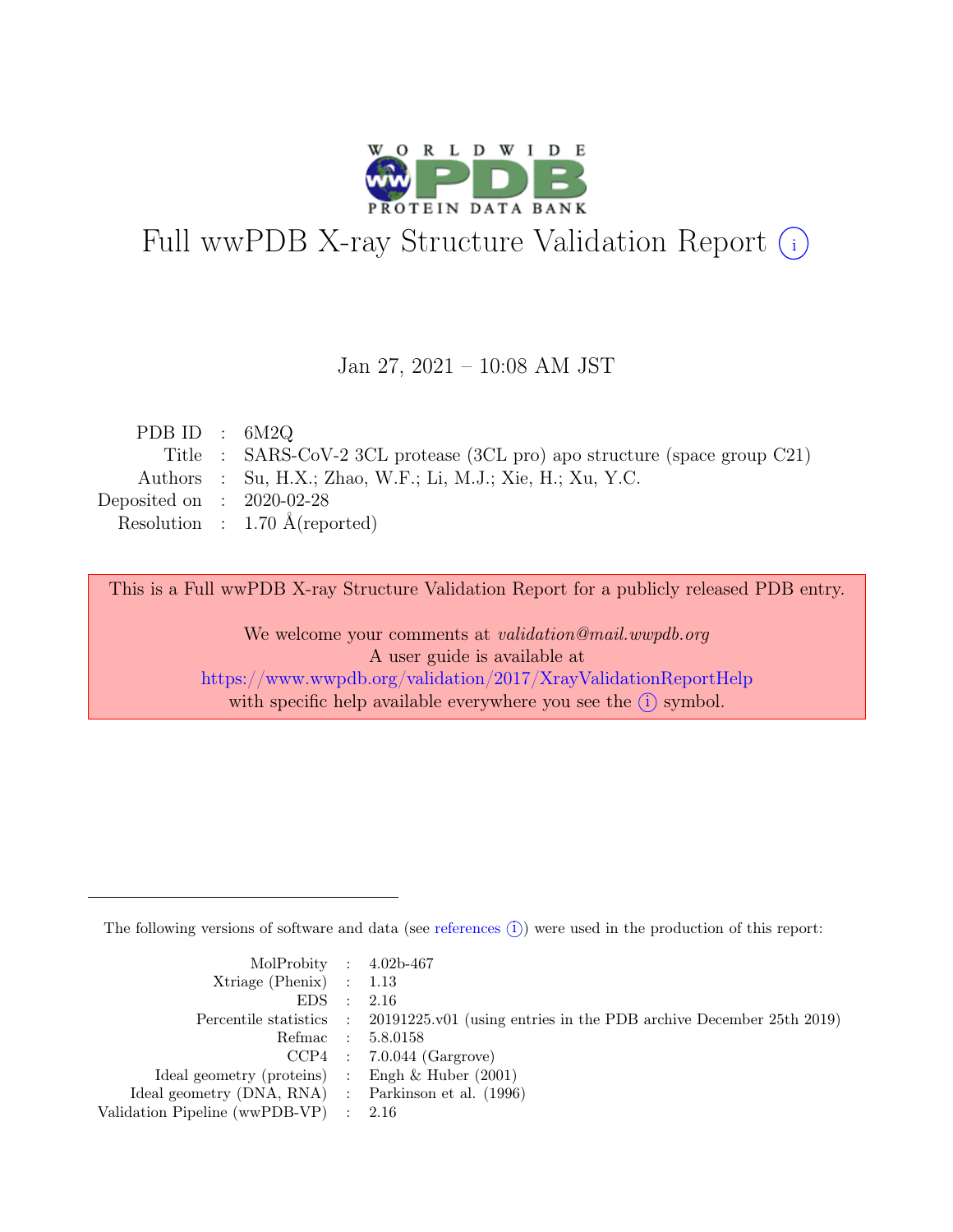# Full wwPDB X-ray Structure Validation Report (i)

Jan 27, 2021 – 10:08 AM JST

| | | |
|---|---|---|
| PDB ID | : | 6M2Q |
| Title | : | SARS-CoV-2 3CL protease (3CL pro) apo structure (space group C21) |
| Authors | : | Su, H.X.; Zhao, W.F.; Li, M.J.; Xie, H.; Xu, Y.C. |
| Deposited on | : | 2020-02-28 |
| Resolution | : | 1.70 Å(reported) |

This is a Full wwPDB X-ray Structure Validation Report for a publicly released PDB entry.

We welcome your comments at *validation@mail.wwpdb.org*
A user guide is available at
https://www.wwpdb.org/validation/2017/XrayValidationReportHelp
with specific help available everywhere you see the (i) symbol.

---

The following versions of software and data (see references (i)) were used in the production of this report:

| | | |
|---|---|---|
| MolProbity | : | 4.02b-467 |
| Xtriage (Phenix) | : | 1.13 |
| EDS | : | 2.16 |
| Percentile statistics | : | 20191225.v01 (using entries in the PDB archive December 25th 2019) |
| Refmac | : | 5.8.0158 |
| CCP4 | : | 7.0.044 (Gargrove) |
| Ideal geometry (proteins) | : | Engh & Huber (2001) |
| Ideal geometry (DNA, RNA) | : | Parkinson et al. (1996) |
| Validation Pipeline (wwPDB-VP) | : | 2.16 |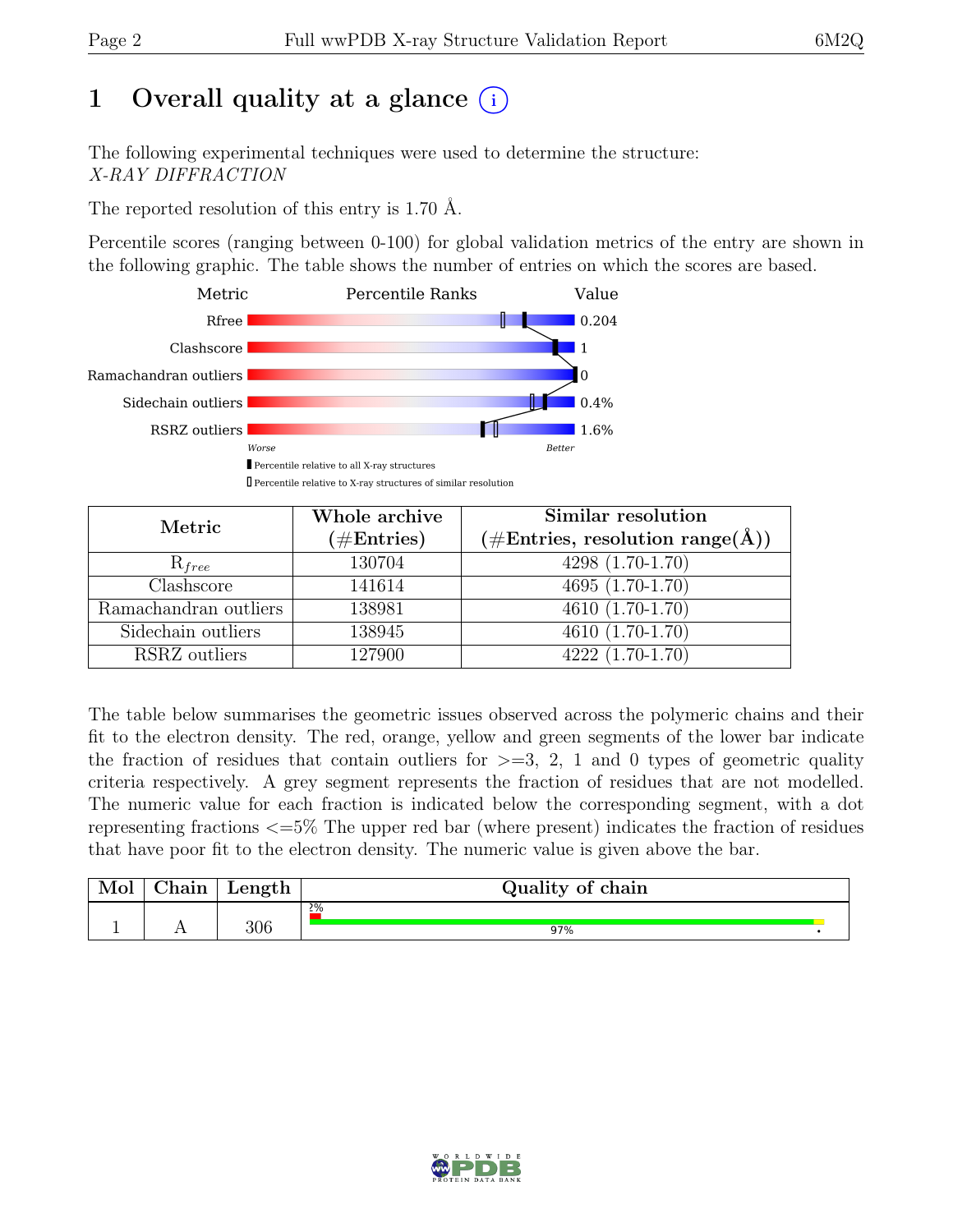# 1 Overall quality at a glance (i)

The following experimental techniques were used to determine the structure:
*X-RAY DIFFRACTION*

The reported resolution of this entry is 1.70 Å.

Percentile scores (ranging between 0-100) for global validation metrics of the entry are shown in the following graphic. The table shows the number of entries on which the scores are based.

| Metric | Value |
|---|---|
| Rfree | 0.204 |
| Clashscore | 1 |
| Ramachandran outliers | 0 |
| Sidechain outliers | 0.4% |
| RSRZ outliers | 1.6% |

Worse — Better

▮ Percentile relative to all X-ray structures

▯ Percentile relative to X-ray structures of similar resolution

| Metric | Whole archive (#Entries) | Similar resolution (#Entries, resolution range(Å)) |
|---|---|---|
| $R_{free}$ | 130704 | 4298 (1.70-1.70) |
| Clashscore | 141614 | 4695 (1.70-1.70) |
| Ramachandran outliers | 138981 | 4610 (1.70-1.70) |
| Sidechain outliers | 138945 | 4610 (1.70-1.70) |
| RSRZ outliers | 127900 | 4222 (1.70-1.70) |

The table below summarises the geometric issues observed across the polymeric chains and their fit to the electron density. The red, orange, yellow and green segments of the lower bar indicate the fraction of residues that contain outliers for >=3, 2, 1 and 0 types of geometric quality criteria respectively. A grey segment represents the fraction of residues that are not modelled. The numeric value for each fraction is indicated below the corresponding segment, with a dot representing fractions <=5% The upper red bar (where present) indicates the fraction of residues that have poor fit to the electron density. The numeric value is given above the bar.

| Mol | Chain | Length | Quality of chain |
|---|---|---|---|
| 1 | A | 306 | 2% (poor fit); 97% green, • yellow |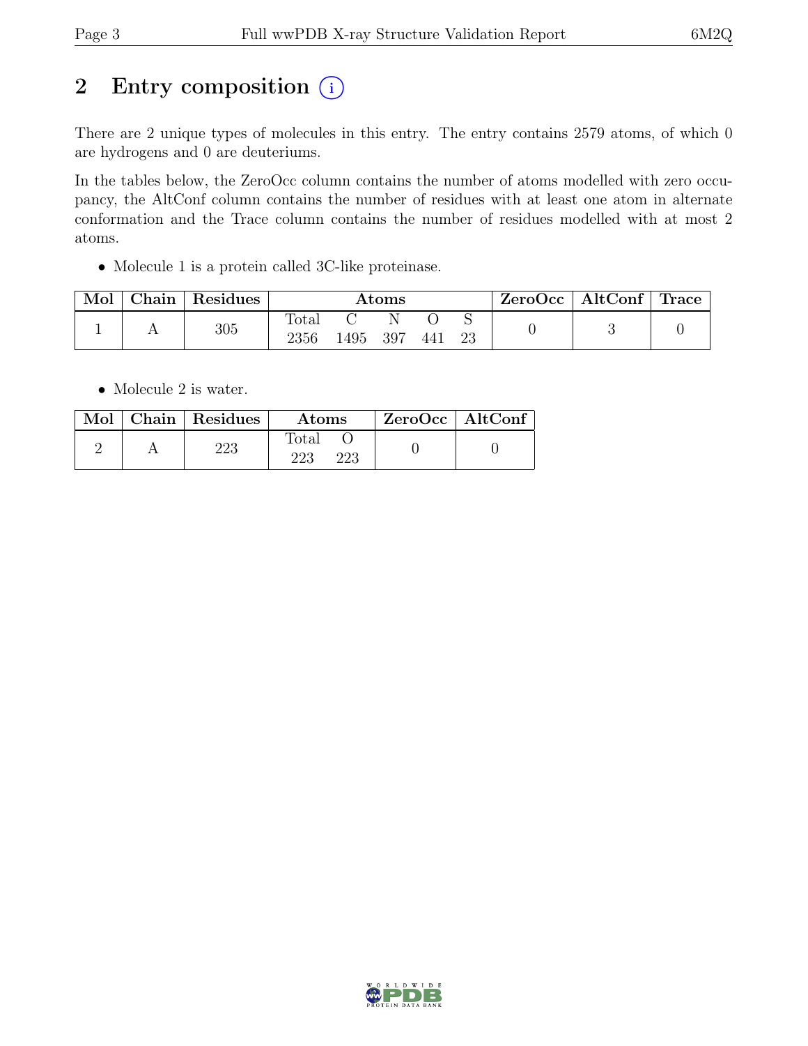# 2 Entry composition

There are 2 unique types of molecules in this entry. The entry contains 2579 atoms, of which 0 are hydrogens and 0 are deuteriums.

In the tables below, the ZeroOcc column contains the number of atoms modelled with zero occupancy, the AltConf column contains the number of residues with at least one atom in alternate conformation and the Trace column contains the number of residues modelled with at most 2 atoms.

- Molecule 1 is a protein called 3C-like proteinase.

| Mol | Chain | Residues | Atoms | | | | | ZeroOcc | AltConf | Trace |
|---|---|---|---|---|---|---|---|---|---|---|
| | | | Total | C | N | O | S | | | |
| 1 | A | 305 | 2356 | 1495 | 397 | 441 | 23 | 0 | 3 | 0 |

- Molecule 2 is water.

| Mol | Chain | Residues | Atoms | | ZeroOcc | AltConf |
|---|---|---|---|---|---|---|
| | | | Total | O | | |
| 2 | A | 223 | 223 | 223 | 0 | 0 |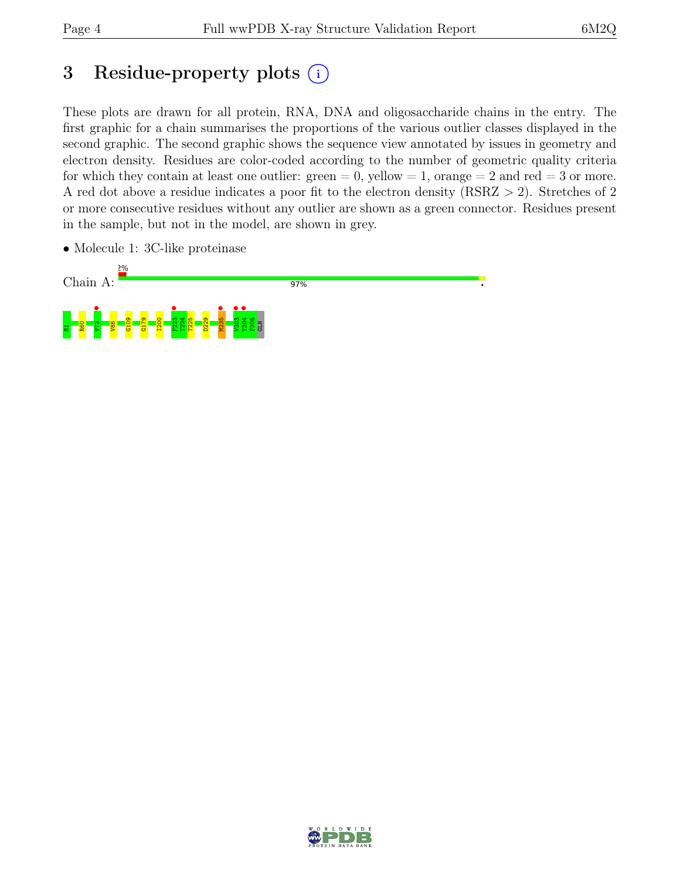# 3 Residue-property plots (i)

These plots are drawn for all protein, RNA, DNA and oligosaccharide chains in the entry. The first graphic for a chain summarises the proportions of the various outlier classes displayed in the second graphic. The second graphic shows the sequence view annotated by issues in geometry and electron density. Residues are color-coded according to the number of geometric quality criteria for which they contain at least one outlier: green = 0, yellow = 1, orange = 2 and red = 3 or more. A red dot above a residue indicates a poor fit to the electron density (RSRZ > 2). Stretches of 2 or more consecutive residues without any outlier are shown as a green connector. Residues present in the sample, but not in the model, are shown in grey.

- Molecule 1: 3C-like proteinase

Chain A: 2% 97%

S1 R60 V73 V86 G109 G179 I200 F223 T224 T225 D229 M235 V303 T304 F305 GLN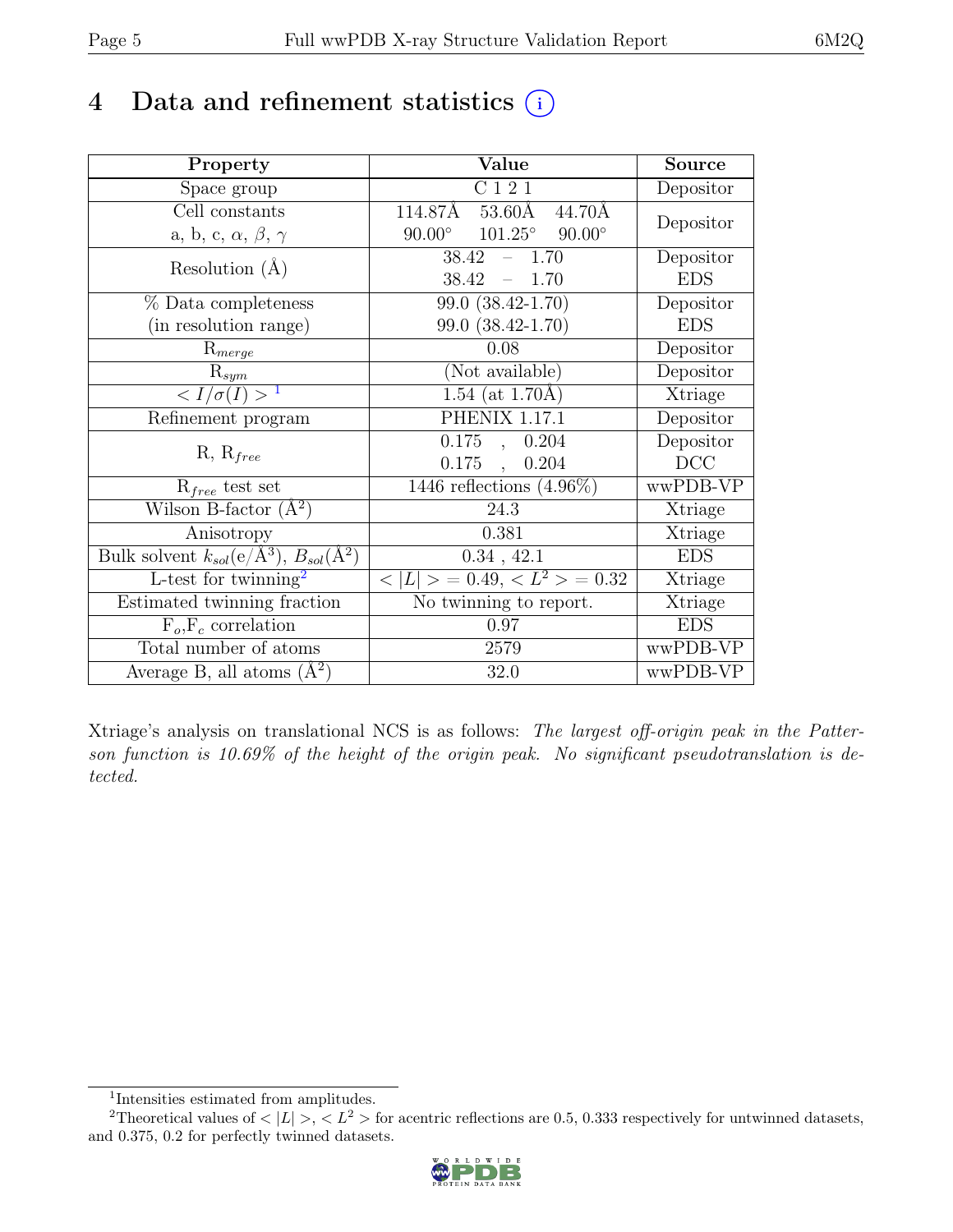# 4 Data and refinement statistics

| Property | Value | Source |
|---|---|---|
| Space group | C 1 2 1 | Depositor |
| Cell constants<br>a, b, c, $\alpha$, $\beta$, $\gamma$ | 114.87Å 53.60Å 44.70Å<br>90.00° 101.25° 90.00° | Depositor |
| Resolution (Å) | 38.42 – 1.70<br>38.42 – 1.70 | Depositor<br>EDS |
| % Data completeness<br>(in resolution range) | 99.0 (38.42-1.70)<br>99.0 (38.42-1.70) | Depositor<br>EDS |
| $R_{merge}$ | 0.08 | Depositor |
| $R_{sym}$ | (Not available) | Depositor |
| $< I/\sigma(I) >$ [1] | 1.54 (at 1.70Å) | Xtriage |
| Refinement program | PHENIX 1.17.1 | Depositor |
| R, $R_{free}$ | 0.175 , 0.204<br>0.175 , 0.204 | Depositor<br>DCC |
| $R_{free}$ test set | 1446 reflections (4.96%) | wwPDB-VP |
| Wilson B-factor (Å$^2$) | 24.3 | Xtriage |
| Anisotropy | 0.381 | Xtriage |
| Bulk solvent $k_{sol}$(e/Å$^3$), $B_{sol}$(Å$^2$) | 0.34 , 42.1 | EDS |
| L-test for twinning[2] | $< \|L\| > = 0.49$, $< L^2 > = 0.32$ | Xtriage |
| Estimated twinning fraction | No twinning to report. | Xtriage |
| $F_o$,$F_c$ correlation | 0.97 | EDS |
| Total number of atoms | 2579 | wwPDB-VP |
| Average B, all atoms (Å$^2$) | 32.0 | wwPDB-VP |

Xtriage's analysis on translational NCS is as follows: *The largest off-origin peak in the Patterson function is 10.69% of the height of the origin peak. No significant pseudotranslation is detected.*

[1] Intensities estimated from amplitudes.

[2] Theoretical values of $< |L| >$, $< L^2 >$ for acentric reflections are 0.5, 0.333 respectively for untwinned datasets, and 0.375, 0.2 for perfectly twinned datasets.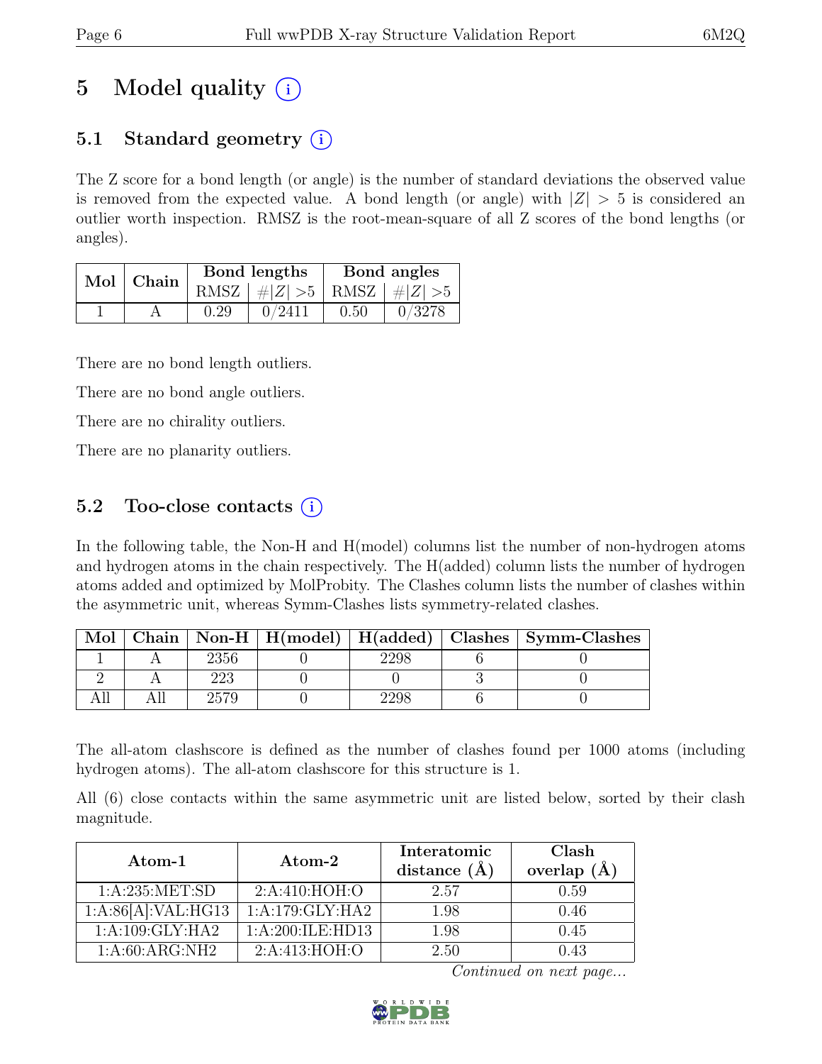# 5 Model quality (i)

## 5.1 Standard geometry (i)

The Z score for a bond length (or angle) is the number of standard deviations the observed value is removed from the expected value. A bond length (or angle) with $|Z| > 5$ is considered an outlier worth inspection. RMSZ is the root-mean-square of all Z scores of the bond lengths (or angles).

| Mol | Chain | Bond lengths | | Bond angles | |
|---|---|---|---|---|---|
| | | RMSZ | $\#\|Z\| > 5$ | RMSZ | $\#\|Z\| > 5$ |
| 1 | A | 0.29 | 0/2411 | 0.50 | 0/3278 |

There are no bond length outliers.

There are no bond angle outliers.

There are no chirality outliers.

There are no planarity outliers.

## 5.2 Too-close contacts (i)

In the following table, the Non-H and H(model) columns list the number of non-hydrogen atoms and hydrogen atoms in the chain respectively. The H(added) column lists the number of hydrogen atoms added and optimized by MolProbity. The Clashes column lists the number of clashes within the asymmetric unit, whereas Symm-Clashes lists symmetry-related clashes.

| Mol | Chain | Non-H | H(model) | H(added) | Clashes | Symm-Clashes |
|---|---|---|---|---|---|---|
| 1 | A | 2356 | 0 | 2298 | 6 | 0 |
| 2 | A | 223 | 0 | 0 | 3 | 0 |
| All | All | 2579 | 0 | 2298 | 6 | 0 |

The all-atom clashscore is defined as the number of clashes found per 1000 atoms (including hydrogen atoms). The all-atom clashscore for this structure is 1.

All (6) close contacts within the same asymmetric unit are listed below, sorted by their clash magnitude.

| Atom-1 | Atom-2 | Interatomic distance (Å) | Clash overlap (Å) |
|---|---|---|---|
| 1:A:235:MET:SD | 2:A:410:HOH:O | 2.57 | 0.59 |
| 1:A:86[A]:VAL:HG13 | 1:A:179:GLY:HA2 | 1.98 | 0.46 |
| 1:A:109:GLY:HA2 | 1:A:200:ILE:HD13 | 1.98 | 0.45 |
| 1:A:60:ARG:NH2 | 2:A:413:HOH:O | 2.50 | 0.43 |

*Continued on next page...*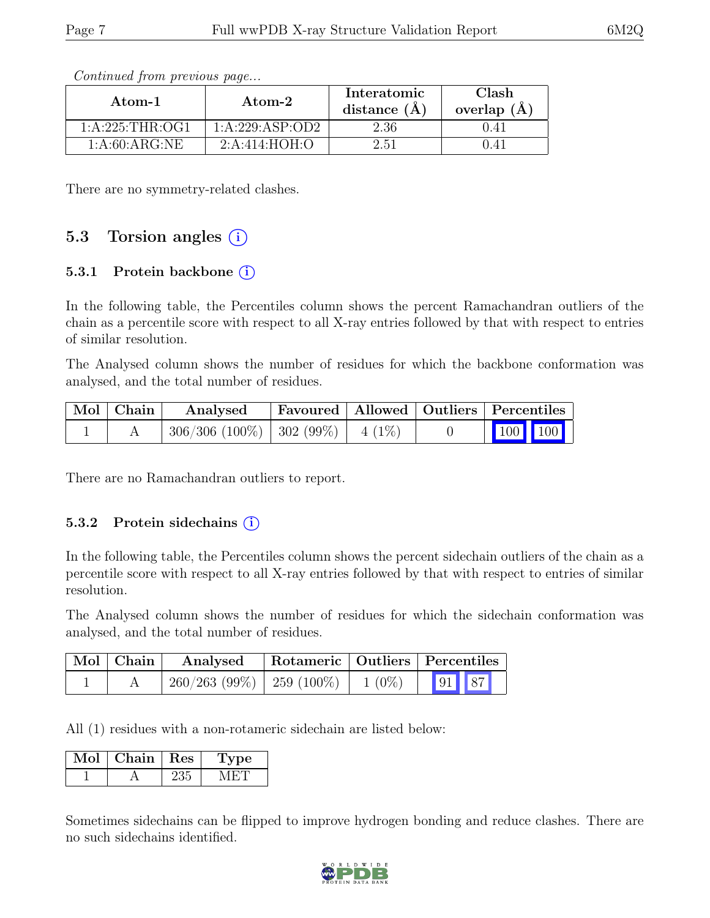*Continued from previous page...*

| Atom-1 | Atom-2 | Interatomic distance (Å) | Clash overlap (Å) |
|---|---|---|---|
| 1:A:225:THR:OG1 | 1:A:229:ASP:OD2 | 2.36 | 0.41 |
| 1:A:60:ARG:NE | 2:A:414:HOH:O | 2.51 | 0.41 |

There are no symmetry-related clashes.

## 5.3 Torsion angles (i)

### 5.3.1 Protein backbone (i)

In the following table, the Percentiles column shows the percent Ramachandran outliers of the chain as a percentile score with respect to all X-ray entries followed by that with respect to entries of similar resolution.

The Analysed column shows the number of residues for which the backbone conformation was analysed, and the total number of residues.

| Mol | Chain | Analysed | Favoured | Allowed | Outliers | Percentiles | |
|---|---|---|---|---|---|---|---|
| 1 | A | 306/306 (100%) | 302 (99%) | 4 (1%) | 0 | 100 | 100 |

There are no Ramachandran outliers to report.

### 5.3.2 Protein sidechains (i)

In the following table, the Percentiles column shows the percent sidechain outliers of the chain as a percentile score with respect to all X-ray entries followed by that with respect to entries of similar resolution.

The Analysed column shows the number of residues for which the sidechain conformation was analysed, and the total number of residues.

| Mol | Chain | Analysed | Rotameric | Outliers | Percentiles | |
|---|---|---|---|---|---|---|
| 1 | A | 260/263 (99%) | 259 (100%) | 1 (0%) | 91 | 87 |

All (1) residues with a non-rotameric sidechain are listed below:

| Mol | Chain | Res | Type |
|---|---|---|---|
| 1 | A | 235 | MET |

Sometimes sidechains can be flipped to improve hydrogen bonding and reduce clashes. There are no such sidechains identified.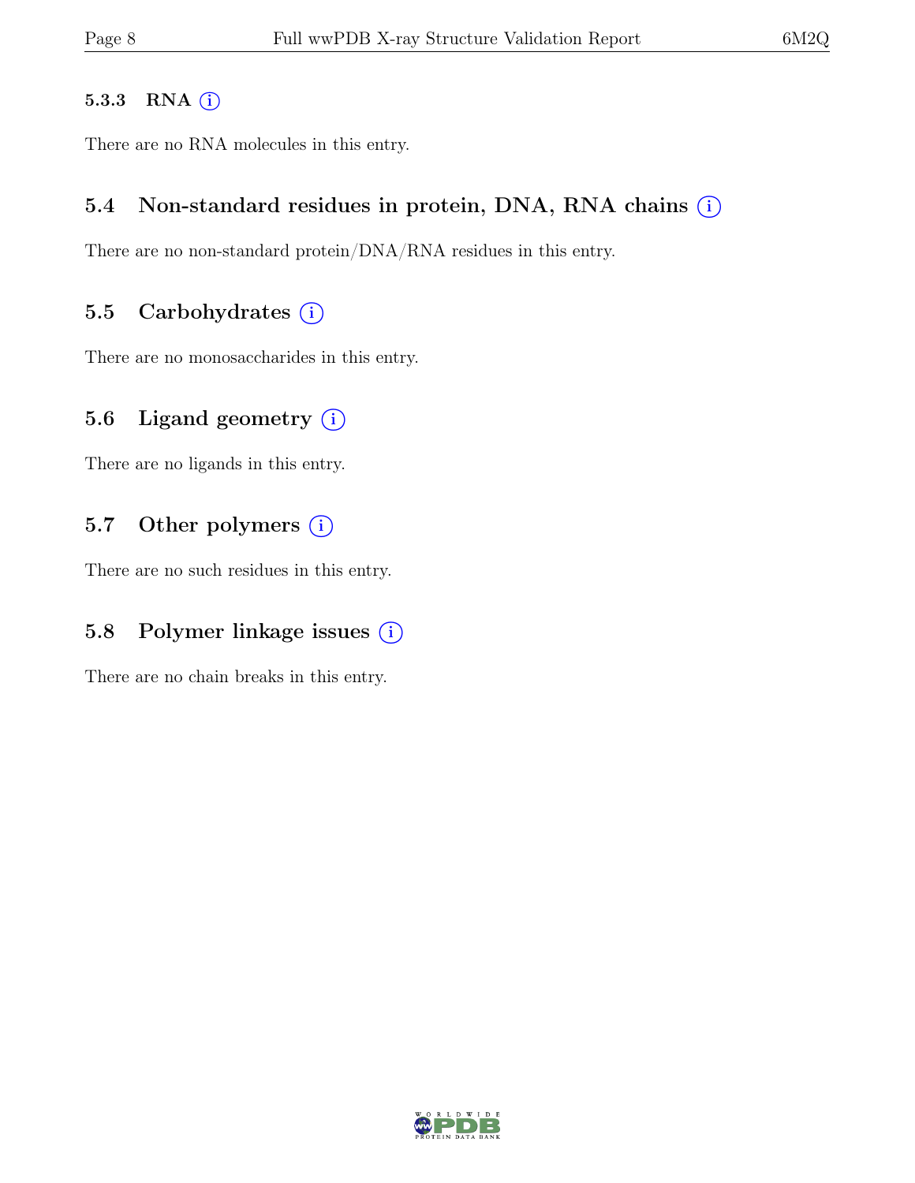#### 5.3.3 RNA

There are no RNA molecules in this entry.

### 5.4 Non-standard residues in protein, DNA, RNA chains

There are no non-standard protein/DNA/RNA residues in this entry.

### 5.5 Carbohydrates

There are no monosaccharides in this entry.

### 5.6 Ligand geometry

There are no ligands in this entry.

### 5.7 Other polymers

There are no such residues in this entry.

### 5.8 Polymer linkage issues

There are no chain breaks in this entry.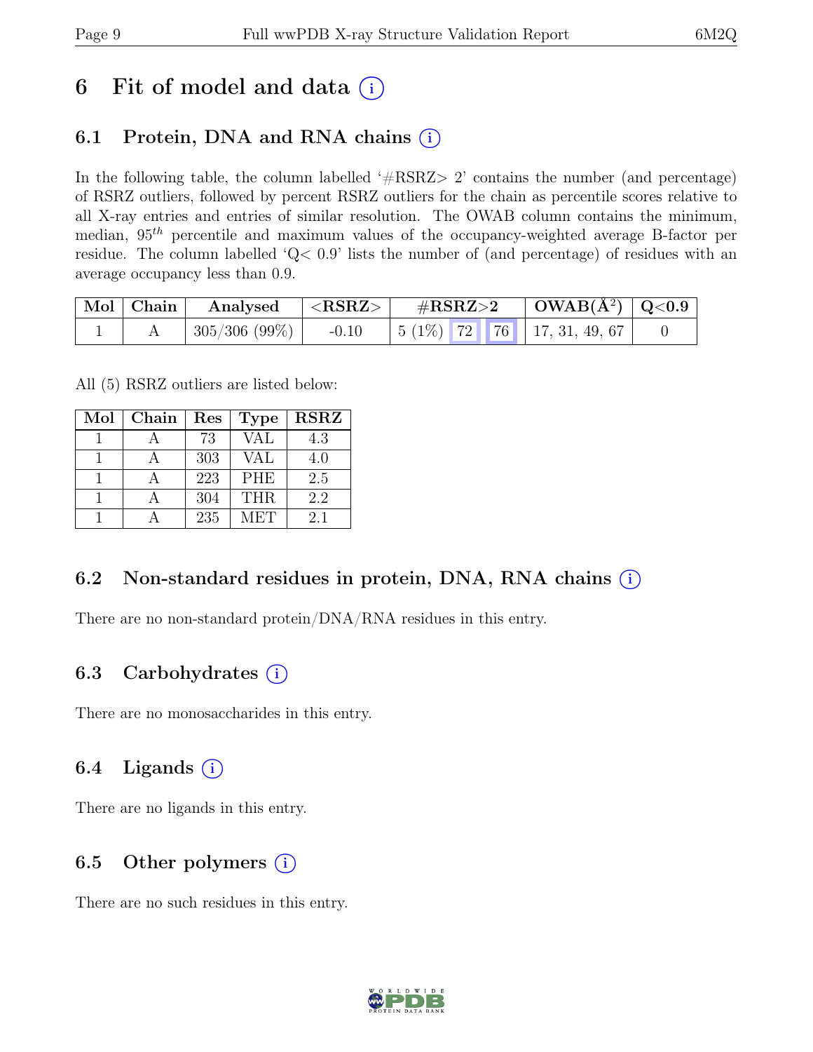# 6 Fit of model and data (i)

## 6.1 Protein, DNA and RNA chains (i)

In the following table, the column labelled '#RSRZ> 2' contains the number (and percentage) of RSRZ outliers, followed by percent RSRZ outliers for the chain as percentile scores relative to all X-ray entries and entries of similar resolution. The OWAB column contains the minimum, median, $95^{th}$ percentile and maximum values of the occupancy-weighted average B-factor per residue. The column labelled 'Q< 0.9' lists the number of (and percentage) of residues with an average occupancy less than 0.9.

| Mol | Chain | Analysed | <RSRZ> | #RSRZ>2 | | | OWAB(Å$^2$) | Q<0.9 |
|---|---|---|---|---|---|---|---|---|
| 1 | A | 305/306 (99%) | -0.10 | 5 (1%) | 72 | 76 | 17, 31, 49, 67 | 0 |

All (5) RSRZ outliers are listed below:

| Mol | Chain | Res | Type | RSRZ |
|---|---|---|---|---|
| 1 | A | 73 | VAL | 4.3 |
| 1 | A | 303 | VAL | 4.0 |
| 1 | A | 223 | PHE | 2.5 |
| 1 | A | 304 | THR | 2.2 |
| 1 | A | 235 | MET | 2.1 |

## 6.2 Non-standard residues in protein, DNA, RNA chains (i)

There are no non-standard protein/DNA/RNA residues in this entry.

## 6.3 Carbohydrates (i)

There are no monosaccharides in this entry.

## 6.4 Ligands (i)

There are no ligands in this entry.

## 6.5 Other polymers (i)

There are no such residues in this entry.